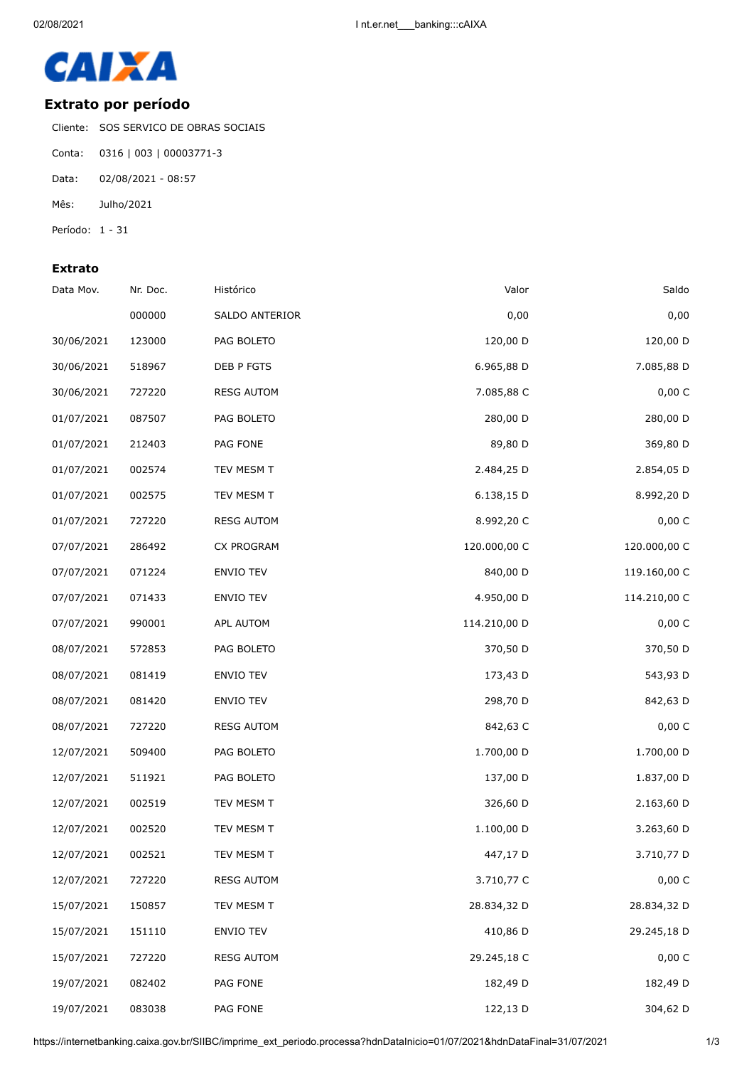CAIXA

## Extrato por período

Cliente: SOS SERVICO DE OBRAS SOCIAIS

Conta: 0316 | 003 | 00003771-3

Data: 02/08/2021 - 08:57

Mês: Julho/2021

Período: 1 - 31

### Extrato

| Data Mov. | Nr. Doc. | Histórico | Valor | Saldo |
|---|---|---|---|---|
| | 000000 | SALDO ANTERIOR | 0,00 | 0,00 |
| 30/06/2021 | 123000 | PAG BOLETO | 120,00 D | 120,00 D |
| 30/06/2021 | 518967 | DEB P FGTS | 6.965,88 D | 7.085,88 D |
| 30/06/2021 | 727220 | RESG AUTOM | 7.085,88 C | 0,00 C |
| 01/07/2021 | 087507 | PAG BOLETO | 280,00 D | 280,00 D |
| 01/07/2021 | 212403 | PAG FONE | 89,80 D | 369,80 D |
| 01/07/2021 | 002574 | TEV MESM T | 2.484,25 D | 2.854,05 D |
| 01/07/2021 | 002575 | TEV MESM T | 6.138,15 D | 8.992,20 D |
| 01/07/2021 | 727220 | RESG AUTOM | 8.992,20 C | 0,00 C |
| 07/07/2021 | 286492 | CX PROGRAM | 120.000,00 C | 120.000,00 C |
| 07/07/2021 | 071224 | ENVIO TEV | 840,00 D | 119.160,00 C |
| 07/07/2021 | 071433 | ENVIO TEV | 4.950,00 D | 114.210,00 C |
| 07/07/2021 | 990001 | APL AUTOM | 114.210,00 D | 0,00 C |
| 08/07/2021 | 572853 | PAG BOLETO | 370,50 D | 370,50 D |
| 08/07/2021 | 081419 | ENVIO TEV | 173,43 D | 543,93 D |
| 08/07/2021 | 081420 | ENVIO TEV | 298,70 D | 842,63 D |
| 08/07/2021 | 727220 | RESG AUTOM | 842,63 C | 0,00 C |
| 12/07/2021 | 509400 | PAG BOLETO | 1.700,00 D | 1.700,00 D |
| 12/07/2021 | 511921 | PAG BOLETO | 137,00 D | 1.837,00 D |
| 12/07/2021 | 002519 | TEV MESM T | 326,60 D | 2.163,60 D |
| 12/07/2021 | 002520 | TEV MESM T | 1.100,00 D | 3.263,60 D |
| 12/07/2021 | 002521 | TEV MESM T | 447,17 D | 3.710,77 D |
| 12/07/2021 | 727220 | RESG AUTOM | 3.710,77 C | 0,00 C |
| 15/07/2021 | 150857 | TEV MESM T | 28.834,32 D | 28.834,32 D |
| 15/07/2021 | 151110 | ENVIO TEV | 410,86 D | 29.245,18 D |
| 15/07/2021 | 727220 | RESG AUTOM | 29.245,18 C | 0,00 C |
| 19/07/2021 | 082402 | PAG FONE | 182,49 D | 182,49 D |
| 19/07/2021 | 083038 | PAG FONE | 122,13 D | 304,62 D |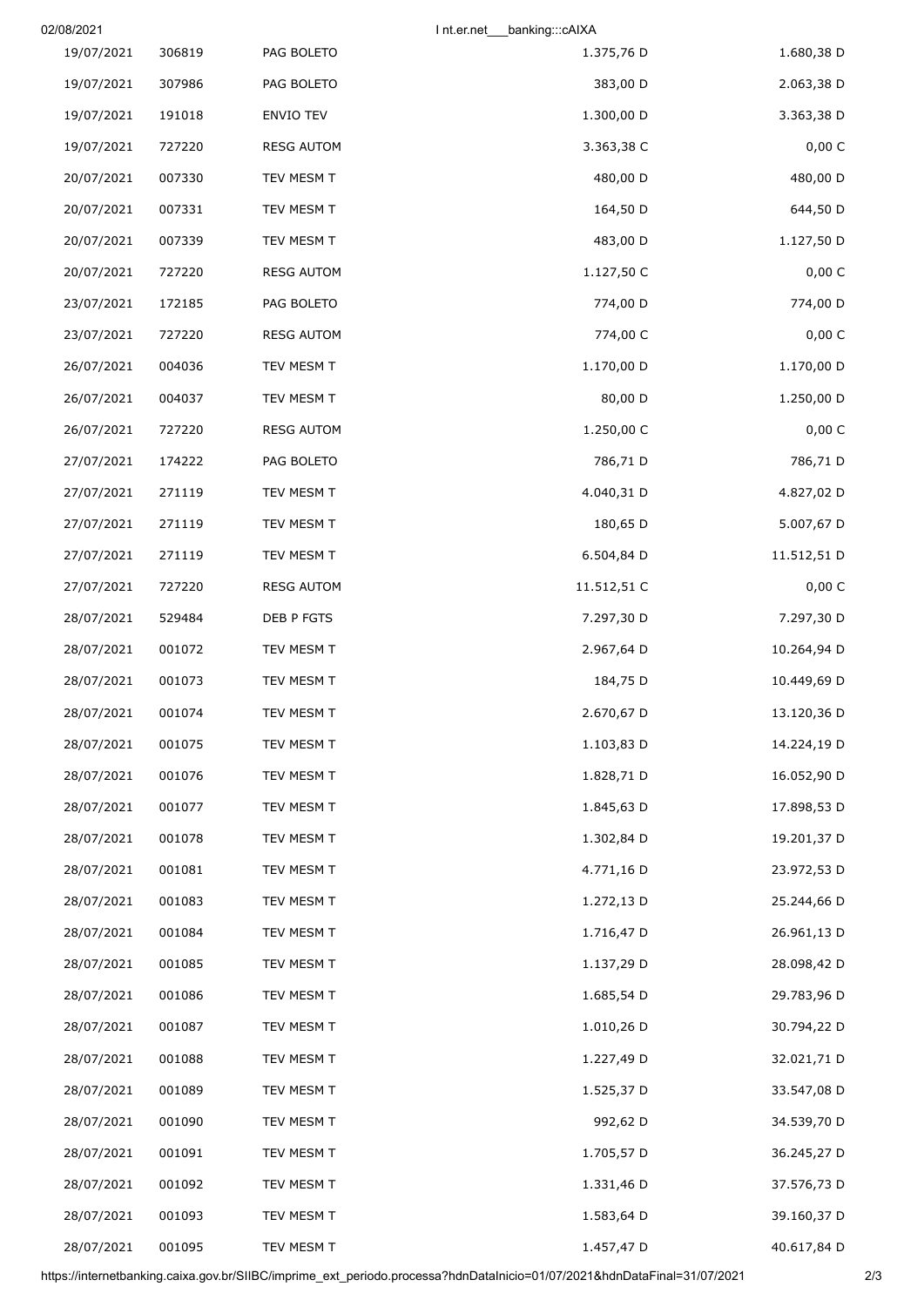| | | | | |
|---|---|---|---|---|
| 19/07/2021 | 306819 | PAG BOLETO | 1.375,76 D | 1.680,38 D |
| 19/07/2021 | 307986 | PAG BOLETO | 383,00 D | 2.063,38 D |
| 19/07/2021 | 191018 | ENVIO TEV | 1.300,00 D | 3.363,38 D |
| 19/07/2021 | 727220 | RESG AUTOM | 3.363,38 C | 0,00 C |
| 20/07/2021 | 007330 | TEV MESM T | 480,00 D | 480,00 D |
| 20/07/2021 | 007331 | TEV MESM T | 164,50 D | 644,50 D |
| 20/07/2021 | 007339 | TEV MESM T | 483,00 D | 1.127,50 D |
| 20/07/2021 | 727220 | RESG AUTOM | 1.127,50 C | 0,00 C |
| 23/07/2021 | 172185 | PAG BOLETO | 774,00 D | 774,00 D |
| 23/07/2021 | 727220 | RESG AUTOM | 774,00 C | 0,00 C |
| 26/07/2021 | 004036 | TEV MESM T | 1.170,00 D | 1.170,00 D |
| 26/07/2021 | 004037 | TEV MESM T | 80,00 D | 1.250,00 D |
| 26/07/2021 | 727220 | RESG AUTOM | 1.250,00 C | 0,00 C |
| 27/07/2021 | 174222 | PAG BOLETO | 786,71 D | 786,71 D |
| 27/07/2021 | 271119 | TEV MESM T | 4.040,31 D | 4.827,02 D |
| 27/07/2021 | 271119 | TEV MESM T | 180,65 D | 5.007,67 D |
| 27/07/2021 | 271119 | TEV MESM T | 6.504,84 D | 11.512,51 D |
| 27/07/2021 | 727220 | RESG AUTOM | 11.512,51 C | 0,00 C |
| 28/07/2021 | 529484 | DEB P FGTS | 7.297,30 D | 7.297,30 D |
| 28/07/2021 | 001072 | TEV MESM T | 2.967,64 D | 10.264,94 D |
| 28/07/2021 | 001073 | TEV MESM T | 184,75 D | 10.449,69 D |
| 28/07/2021 | 001074 | TEV MESM T | 2.670,67 D | 13.120,36 D |
| 28/07/2021 | 001075 | TEV MESM T | 1.103,83 D | 14.224,19 D |
| 28/07/2021 | 001076 | TEV MESM T | 1.828,71 D | 16.052,90 D |
| 28/07/2021 | 001077 | TEV MESM T | 1.845,63 D | 17.898,53 D |
| 28/07/2021 | 001078 | TEV MESM T | 1.302,84 D | 19.201,37 D |
| 28/07/2021 | 001081 | TEV MESM T | 4.771,16 D | 23.972,53 D |
| 28/07/2021 | 001083 | TEV MESM T | 1.272,13 D | 25.244,66 D |
| 28/07/2021 | 001084 | TEV MESM T | 1.716,47 D | 26.961,13 D |
| 28/07/2021 | 001085 | TEV MESM T | 1.137,29 D | 28.098,42 D |
| 28/07/2021 | 001086 | TEV MESM T | 1.685,54 D | 29.783,96 D |
| 28/07/2021 | 001087 | TEV MESM T | 1.010,26 D | 30.794,22 D |
| 28/07/2021 | 001088 | TEV MESM T | 1.227,49 D | 32.021,71 D |
| 28/07/2021 | 001089 | TEV MESM T | 1.525,37 D | 33.547,08 D |
| 28/07/2021 | 001090 | TEV MESM T | 992,62 D | 34.539,70 D |
| 28/07/2021 | 001091 | TEV MESM T | 1.705,57 D | 36.245,27 D |
| 28/07/2021 | 001092 | TEV MESM T | 1.331,46 D | 37.576,73 D |
| 28/07/2021 | 001093 | TEV MESM T | 1.583,64 D | 39.160,37 D |
| 28/07/2021 | 001095 | TEV MESM T | 1.457,47 D | 40.617,84 D |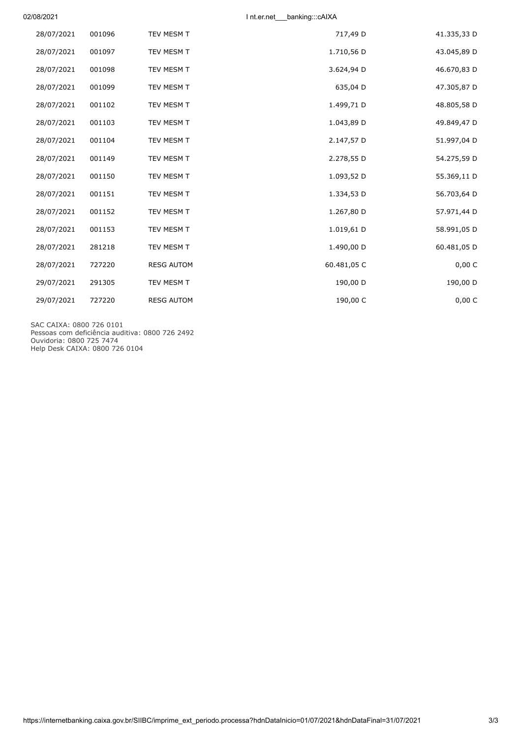| | | | | |
|---|---|---|---|---|
| 28/07/2021 | 001096 | TEV MESM T | 717,49 D | 41.335,33 D |
| 28/07/2021 | 001097 | TEV MESM T | 1.710,56 D | 43.045,89 D |
| 28/07/2021 | 001098 | TEV MESM T | 3.624,94 D | 46.670,83 D |
| 28/07/2021 | 001099 | TEV MESM T | 635,04 D | 47.305,87 D |
| 28/07/2021 | 001102 | TEV MESM T | 1.499,71 D | 48.805,58 D |
| 28/07/2021 | 001103 | TEV MESM T | 1.043,89 D | 49.849,47 D |
| 28/07/2021 | 001104 | TEV MESM T | 2.147,57 D | 51.997,04 D |
| 28/07/2021 | 001149 | TEV MESM T | 2.278,55 D | 54.275,59 D |
| 28/07/2021 | 001150 | TEV MESM T | 1.093,52 D | 55.369,11 D |
| 28/07/2021 | 001151 | TEV MESM T | 1.334,53 D | 56.703,64 D |
| 28/07/2021 | 001152 | TEV MESM T | 1.267,80 D | 57.971,44 D |
| 28/07/2021 | 001153 | TEV MESM T | 1.019,61 D | 58.991,05 D |
| 28/07/2021 | 281218 | TEV MESM T | 1.490,00 D | 60.481,05 D |
| 28/07/2021 | 727220 | RESG AUTOM | 60.481,05 C | 0,00 C |
| 29/07/2021 | 291305 | TEV MESM T | 190,00 D | 190,00 D |
| 29/07/2021 | 727220 | RESG AUTOM | 190,00 C | 0,00 C |

SAC CAIXA: 0800 726 0101
Pessoas com deficiência auditiva: 0800 726 2492
Ouvidoria: 0800 725 7474
Help Desk CAIXA: 0800 726 0104